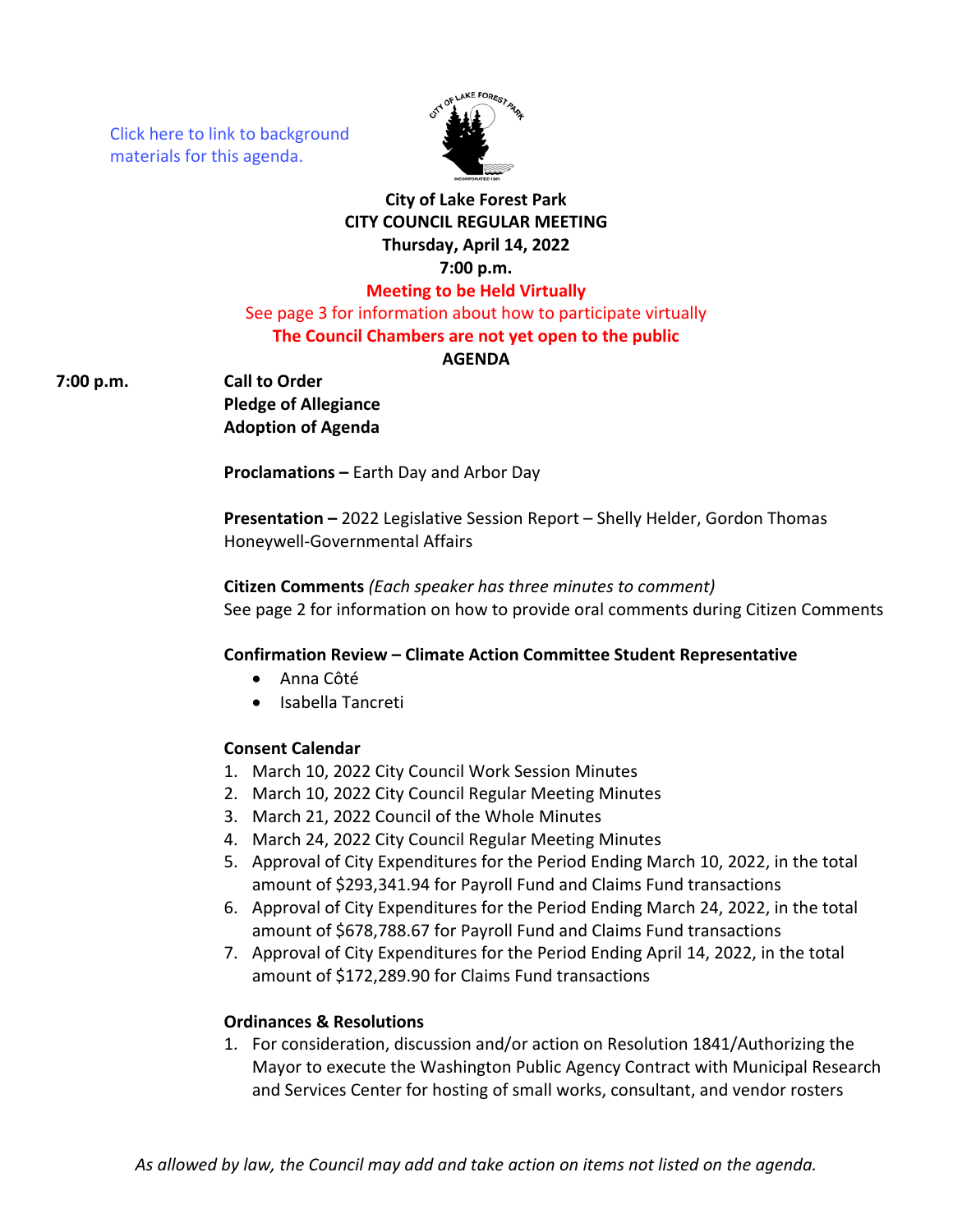Click here to link to background materials for this agenda.

**City of Lake Forest Park**
**CITY COUNCIL REGULAR MEETING**
**Thursday, April 14, 2022**
**7:00 p.m.**

**Meeting to be Held Virtually**

See page 3 for information about how to participate virtually

**The Council Chambers are not yet open to the public**

**AGENDA**

**7:00 p.m.** **Call to Order**
**Pledge of Allegiance**
**Adoption of Agenda**

**Proclamations –** Earth Day and Arbor Day

**Presentation –** 2022 Legislative Session Report – Shelly Helder, Gordon Thomas Honeywell-Governmental Affairs

**Citizen Comments** *(Each speaker has three minutes to comment)*
See page 2 for information on how to provide oral comments during Citizen Comments

**Confirmation Review – Climate Action Committee Student Representative**

- Anna Côté
- Isabella Tancreti

**Consent Calendar**

1. March 10, 2022 City Council Work Session Minutes
2. March 10, 2022 City Council Regular Meeting Minutes
3. March 21, 2022 Council of the Whole Minutes
4. March 24, 2022 City Council Regular Meeting Minutes
5. Approval of City Expenditures for the Period Ending March 10, 2022, in the total amount of $293,341.94 for Payroll Fund and Claims Fund transactions
6. Approval of City Expenditures for the Period Ending March 24, 2022, in the total amount of $678,788.67 for Payroll Fund and Claims Fund transactions
7. Approval of City Expenditures for the Period Ending April 14, 2022, in the total amount of $172,289.90 for Claims Fund transactions

**Ordinances & Resolutions**

1. For consideration, discussion and/or action on Resolution 1841/Authorizing the Mayor to execute the Washington Public Agency Contract with Municipal Research and Services Center for hosting of small works, consultant, and vendor rosters

*As allowed by law, the Council may add and take action on items not listed on the agenda.*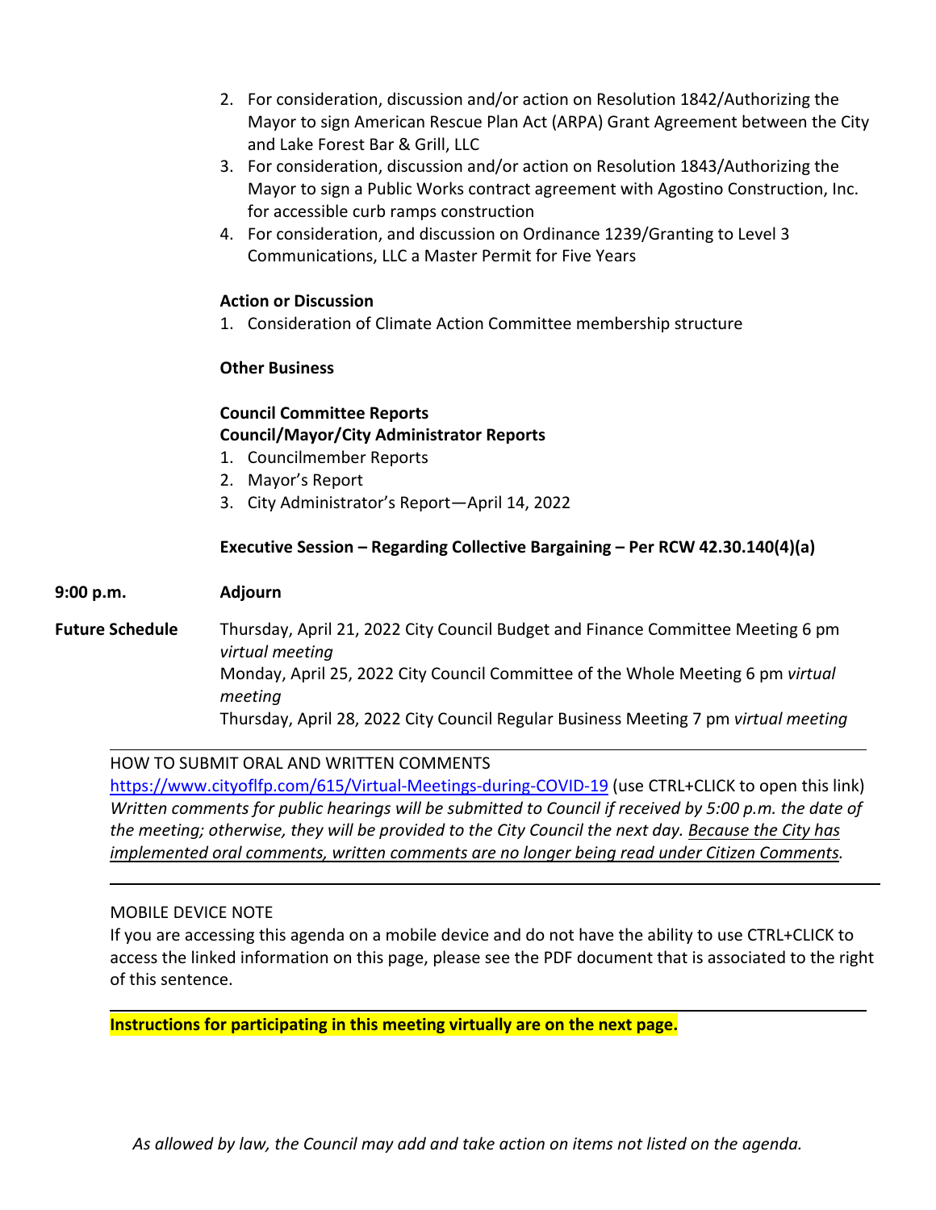2. For consideration, discussion and/or action on Resolution 1842/Authorizing the Mayor to sign American Rescue Plan Act (ARPA) Grant Agreement between the City and Lake Forest Bar & Grill, LLC
3. For consideration, discussion and/or action on Resolution 1843/Authorizing the Mayor to sign a Public Works contract agreement with Agostino Construction, Inc. for accessible curb ramps construction
4. For consideration, and discussion on Ordinance 1239/Granting to Level 3 Communications, LLC a Master Permit for Five Years

**Action or Discussion**

1. Consideration of Climate Action Committee membership structure

**Other Business**

**Council Committee Reports**

**Council/Mayor/City Administrator Reports**

1. Councilmember Reports
2. Mayor's Report
3. City Administrator's Report—April 14, 2022

**Executive Session – Regarding Collective Bargaining – Per RCW 42.30.140(4)(a)**

**9:00 p.m.** **Adjourn**

**Future Schedule**

Thursday, April 21, 2022 City Council Budget and Finance Committee Meeting 6 pm *virtual meeting*

Monday, April 25, 2022 City Council Committee of the Whole Meeting 6 pm *virtual meeting*

Thursday, April 28, 2022 City Council Regular Business Meeting 7 pm *virtual meeting*

---

HOW TO SUBMIT ORAL AND WRITTEN COMMENTS

https://www.cityoflfp.com/615/Virtual-Meetings-during-COVID-19 (use CTRL+CLICK to open this link)

*Written comments for public hearings will be submitted to Council if received by 5:00 p.m. the date of the meeting; otherwise, they will be provided to the City Council the next day. Because the City has implemented oral comments, written comments are no longer being read under Citizen Comments.*

---

MOBILE DEVICE NOTE

If you are accessing this agenda on a mobile device and do not have the ability to use CTRL+CLICK to access the linked information on this page, please see the PDF document that is associated to the right of this sentence.

---

**Instructions for participating in this meeting virtually are on the next page.**

*As allowed by law, the Council may add and take action on items not listed on the agenda.*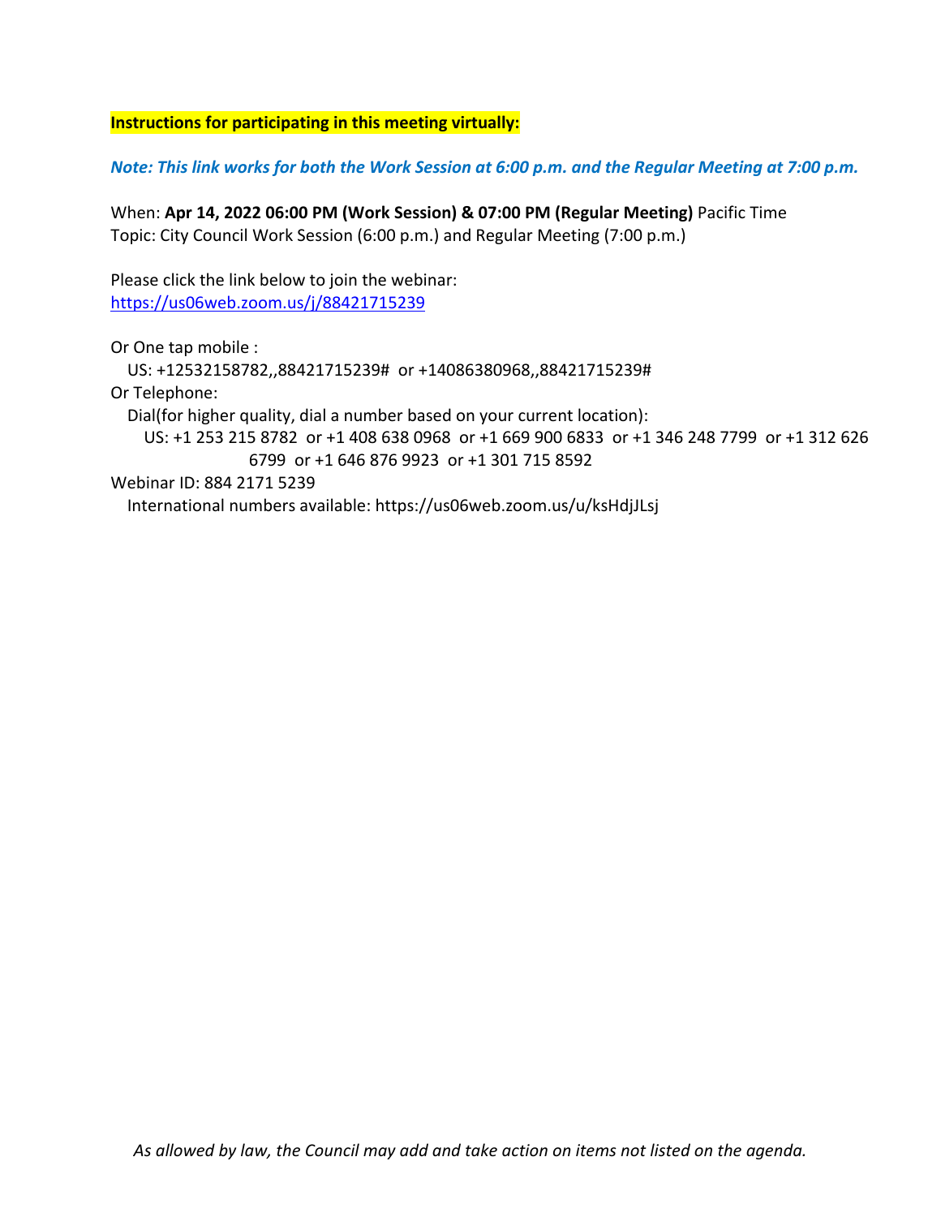**Instructions for participating in this meeting virtually:**

***Note: This link works for both the Work Session at 6:00 p.m. and the Regular Meeting at 7:00 p.m.***

When: **Apr 14, 2022 06:00 PM (Work Session) & 07:00 PM (Regular Meeting)** Pacific Time
Topic: City Council Work Session (6:00 p.m.) and Regular Meeting (7:00 p.m.)

Please click the link below to join the webinar:
https://us06web.zoom.us/j/88421715239

Or One tap mobile :
US: +12532158782,,88421715239# or +14086380968,,88421715239#
Or Telephone:
Dial(for higher quality, dial a number based on your current location):
US: +1 253 215 8782 or +1 408 638 0968 or +1 669 900 6833 or +1 346 248 7799 or +1 312 626 6799 or +1 646 876 9923 or +1 301 715 8592
Webinar ID: 884 2171 5239
International numbers available: https://us06web.zoom.us/u/ksHdjJLsj

*As allowed by law, the Council may add and take action on items not listed on the agenda.*